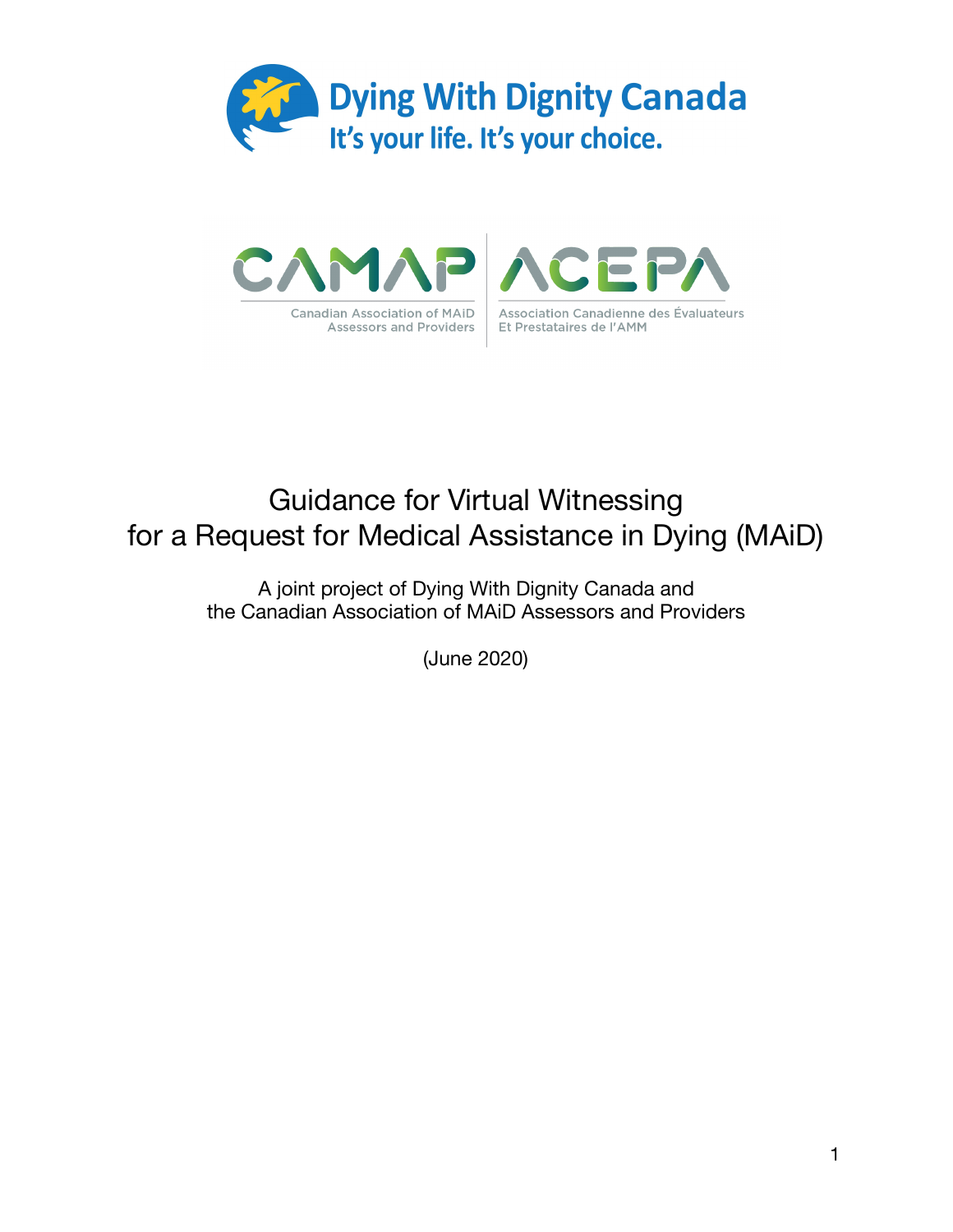Dying With Dignity Canada

It's your life. It's your choice.

CAMAP ACEPA

Canadian Association of MAiD Assessors and Providers

Association Canadienne des Évaluateurs Et Prestataires de l'AMM

# Guidance for Virtual Witnessing for a Request for Medical Assistance in Dying (MAiD)

A joint project of Dying With Dignity Canada and the Canadian Association of MAiD Assessors and Providers

(June 2020)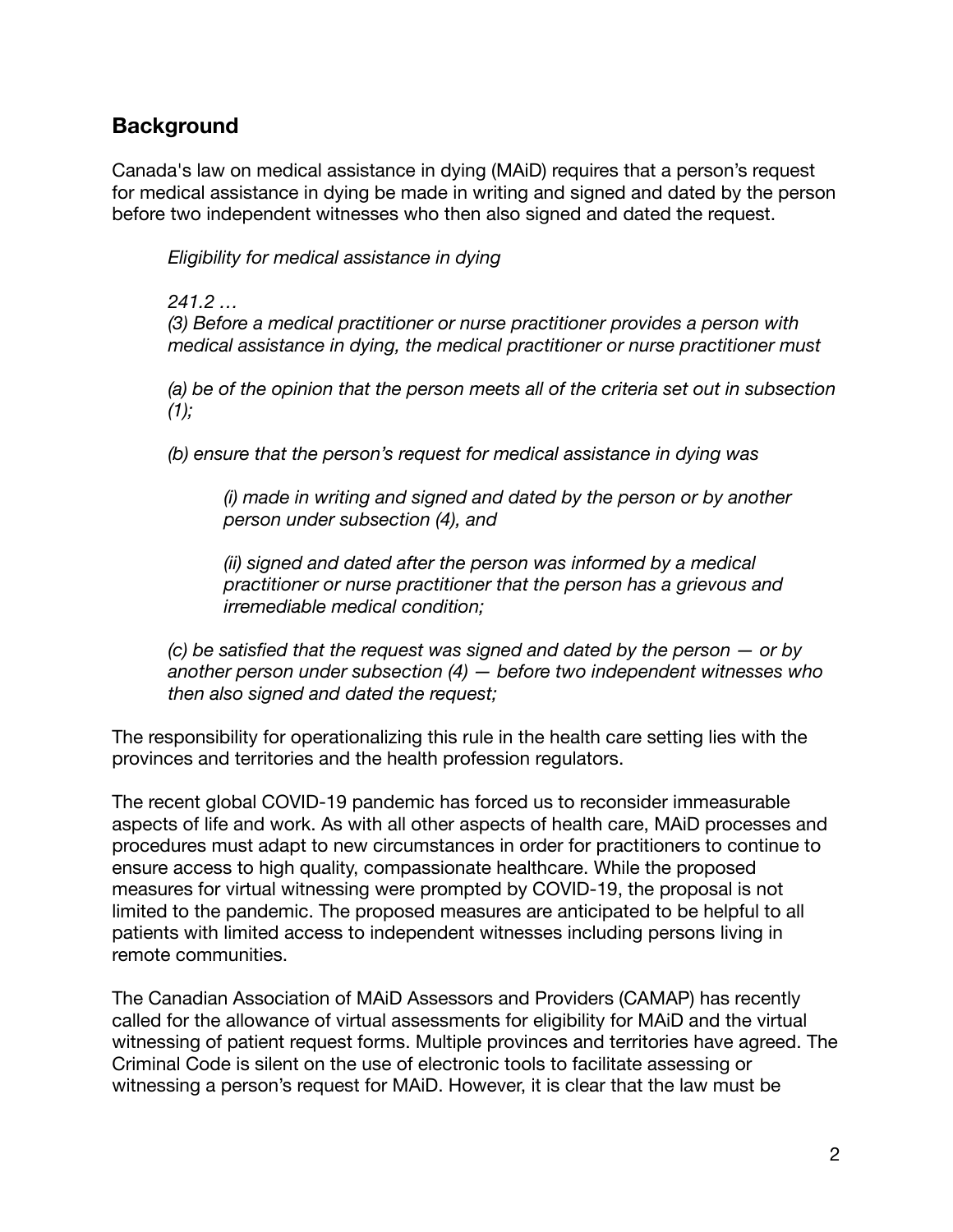## Background

Canada's law on medical assistance in dying (MAiD) requires that a person's request for medical assistance in dying be made in writing and signed and dated by the person before two independent witnesses who then also signed and dated the request.

> *Eligibility for medical assistance in dying*
>
> *241.2 …*
> *(3) Before a medical practitioner or nurse practitioner provides a person with medical assistance in dying, the medical practitioner or nurse practitioner must*
>
> *(a) be of the opinion that the person meets all of the criteria set out in subsection (1);*
>
> *(b) ensure that the person's request for medical assistance in dying was*
>
> > *(i) made in writing and signed and dated by the person or by another person under subsection (4), and*
> >
> > *(ii) signed and dated after the person was informed by a medical practitioner or nurse practitioner that the person has a grievous and irremediable medical condition;*
>
> *(c) be satisfied that the request was signed and dated by the person — or by another person under subsection (4) — before two independent witnesses who then also signed and dated the request;*

The responsibility for operationalizing this rule in the health care setting lies with the provinces and territories and the health profession regulators.

The recent global COVID-19 pandemic has forced us to reconsider immeasurable aspects of life and work. As with all other aspects of health care, MAiD processes and procedures must adapt to new circumstances in order for practitioners to continue to ensure access to high quality, compassionate healthcare. While the proposed measures for virtual witnessing were prompted by COVID-19, the proposal is not limited to the pandemic. The proposed measures are anticipated to be helpful to all patients with limited access to independent witnesses including persons living in remote communities.

The Canadian Association of MAiD Assessors and Providers (CAMAP) has recently called for the allowance of virtual assessments for eligibility for MAiD and the virtual witnessing of patient request forms. Multiple provinces and territories have agreed. The Criminal Code is silent on the use of electronic tools to facilitate assessing or witnessing a person's request for MAiD. However, it is clear that the law must be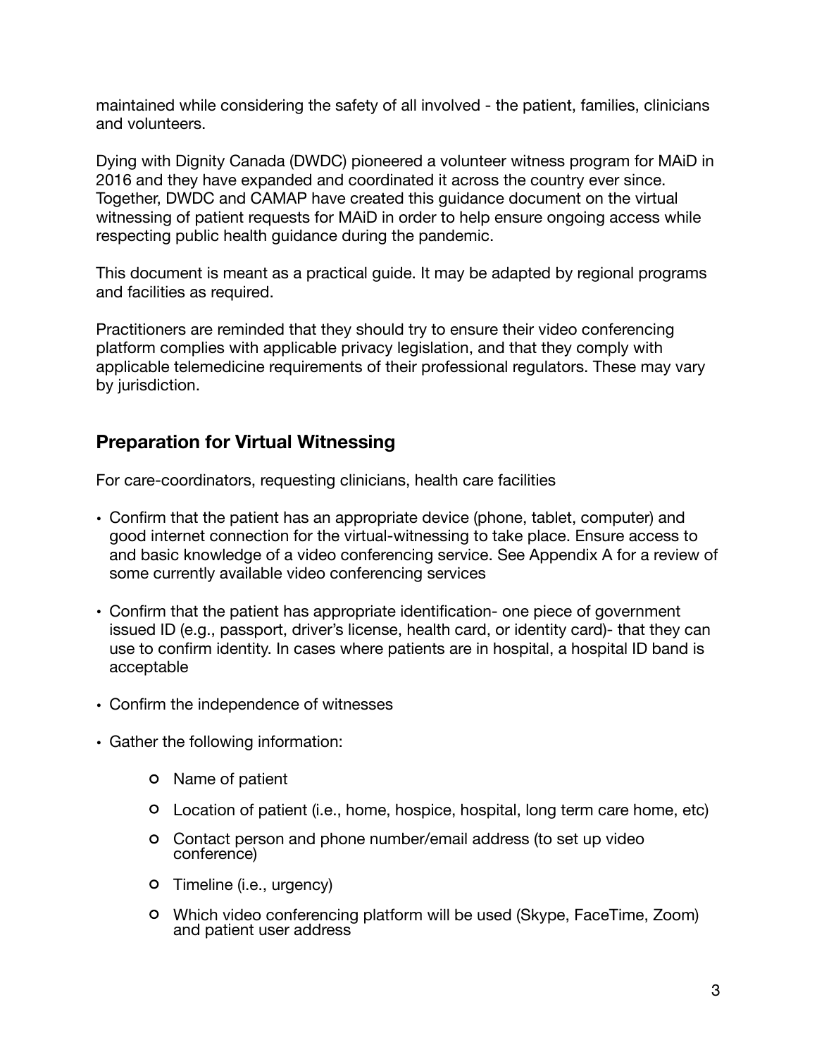maintained while considering the safety of all involved - the patient, families, clinicians and volunteers.

Dying with Dignity Canada (DWDC) pioneered a volunteer witness program for MAiD in 2016 and they have expanded and coordinated it across the country ever since. Together, DWDC and CAMAP have created this guidance document on the virtual witnessing of patient requests for MAiD in order to help ensure ongoing access while respecting public health guidance during the pandemic.

This document is meant as a practical guide. It may be adapted by regional programs and facilities as required.

Practitioners are reminded that they should try to ensure their video conferencing platform complies with applicable privacy legislation, and that they comply with applicable telemedicine requirements of their professional regulators. These may vary by jurisdiction.

## Preparation for Virtual Witnessing

For care-coordinators, requesting clinicians, health care facilities

- Confirm that the patient has an appropriate device (phone, tablet, computer) and good internet connection for the virtual-witnessing to take place. Ensure access to and basic knowledge of a video conferencing service. See Appendix A for a review of some currently available video conferencing services
- Confirm that the patient has appropriate identification- one piece of government issued ID (e.g., passport, driver's license, health card, or identity card)- that they can use to confirm identity. In cases where patients are in hospital, a hospital ID band is acceptable
- Confirm the independence of witnesses
- Gather the following information:
    - Name of patient
    - Location of patient (i.e., home, hospice, hospital, long term care home, etc)
    - Contact person and phone number/email address (to set up video conference)
    - Timeline (i.e., urgency)
    - Which video conferencing platform will be used (Skype, FaceTime, Zoom) and patient user address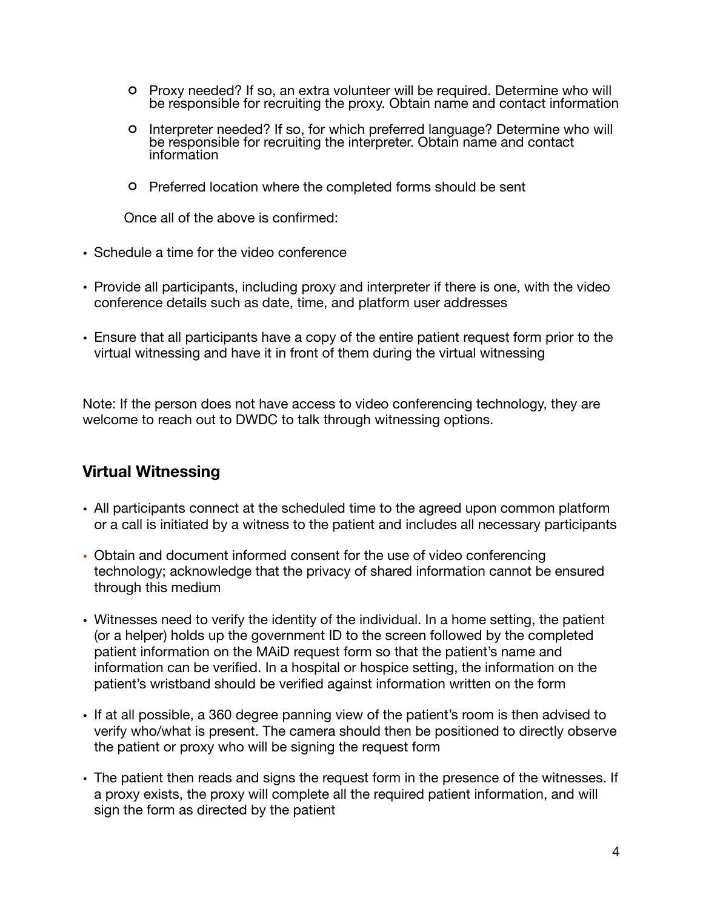- Proxy needed? If so, an extra volunteer will be required. Determine who will be responsible for recruiting the proxy. Obtain name and contact information
  - Interpreter needed? If so, for which preferred language? Determine who will be responsible for recruiting the interpreter. Obtain name and contact information
  - Preferred location where the completed forms should be sent

  Once all of the above is confirmed:

- Schedule a time for the video conference
- Provide all participants, including proxy and interpreter if there is one, with the video conference details such as date, time, and platform user addresses
- Ensure that all participants have a copy of the entire patient request form prior to the virtual witnessing and have it in front of them during the virtual witnessing

Note: If the person does not have access to video conferencing technology, they are welcome to reach out to DWDC to talk through witnessing options.

## Virtual Witnessing

- All participants connect at the scheduled time to the agreed upon common platform or a call is initiated by a witness to the patient and includes all necessary participants
- Obtain and document informed consent for the use of video conferencing technology; acknowledge that the privacy of shared information cannot be ensured through this medium
- Witnesses need to verify the identity of the individual. In a home setting, the patient (or a helper) holds up the government ID to the screen followed by the completed patient information on the MAiD request form so that the patient's name and information can be verified. In a hospital or hospice setting, the information on the patient's wristband should be verified against information written on the form
- If at all possible, a 360 degree panning view of the patient's room is then advised to verify who/what is present. The camera should then be positioned to directly observe the patient or proxy who will be signing the request form
- The patient then reads and signs the request form in the presence of the witnesses. If a proxy exists, the proxy will complete all the required patient information, and will sign the form as directed by the patient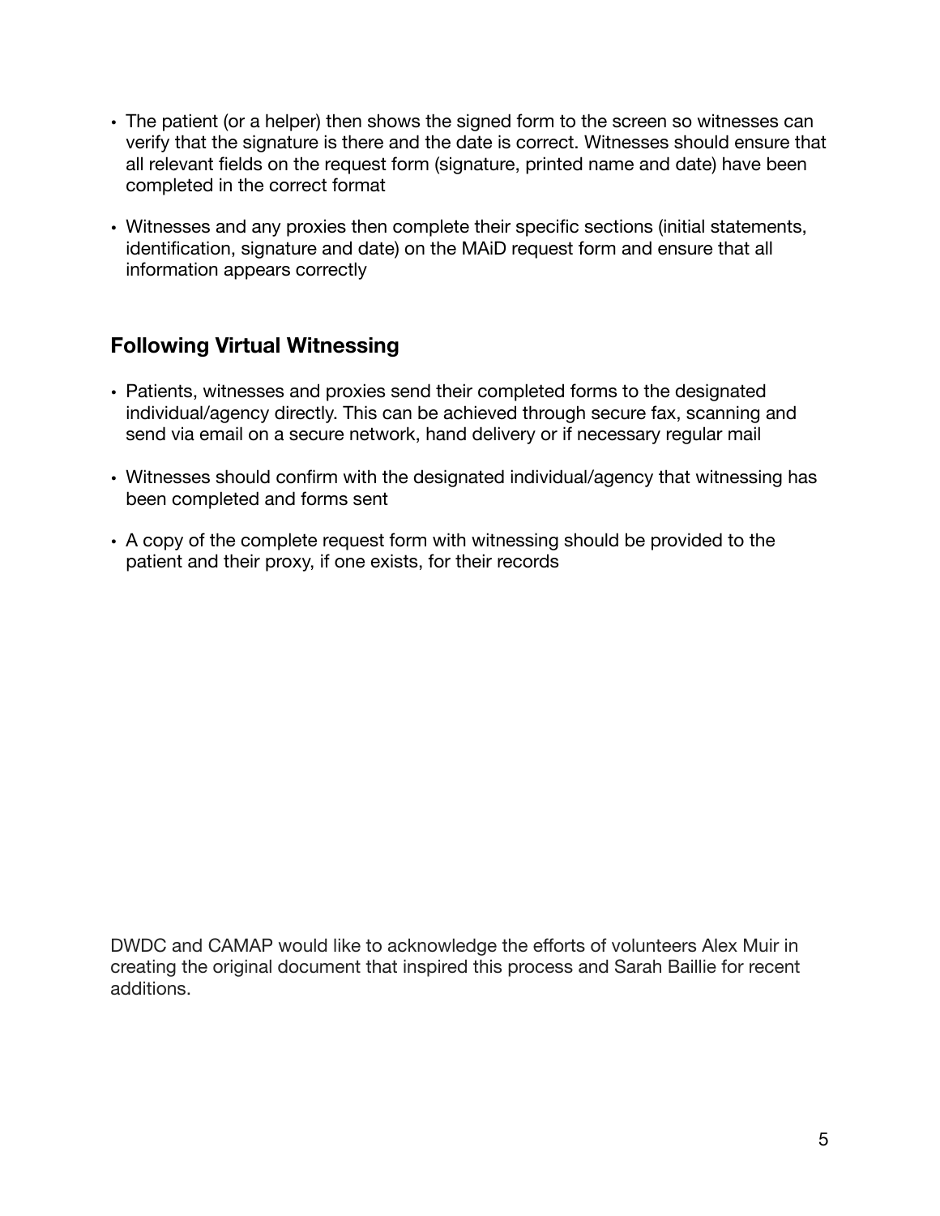- The patient (or a helper) then shows the signed form to the screen so witnesses can verify that the signature is there and the date is correct. Witnesses should ensure that all relevant fields on the request form (signature, printed name and date) have been completed in the correct format
- Witnesses and any proxies then complete their specific sections (initial statements, identification, signature and date) on the MAiD request form and ensure that all information appears correctly

## Following Virtual Witnessing

- Patients, witnesses and proxies send their completed forms to the designated individual/agency directly. This can be achieved through secure fax, scanning and send via email on a secure network, hand delivery or if necessary regular mail
- Witnesses should confirm with the designated individual/agency that witnessing has been completed and forms sent
- A copy of the complete request form with witnessing should be provided to the patient and their proxy, if one exists, for their records

DWDC and CAMAP would like to acknowledge the efforts of volunteers Alex Muir in creating the original document that inspired this process and Sarah Baillie for recent additions.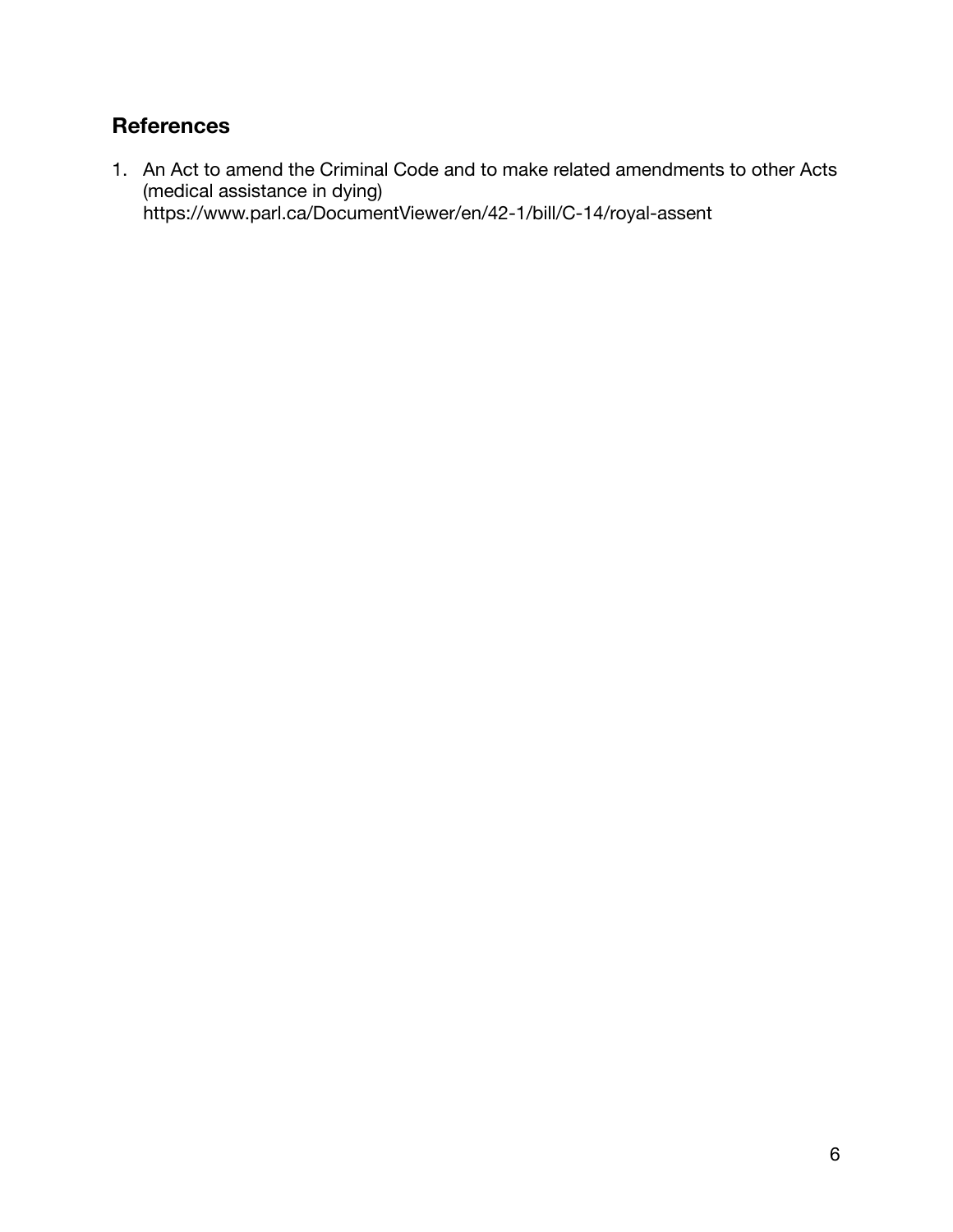## References

1. An Act to amend the Criminal Code and to make related amendments to other Acts (medical assistance in dying)
   https://www.parl.ca/DocumentViewer/en/42-1/bill/C-14/royal-assent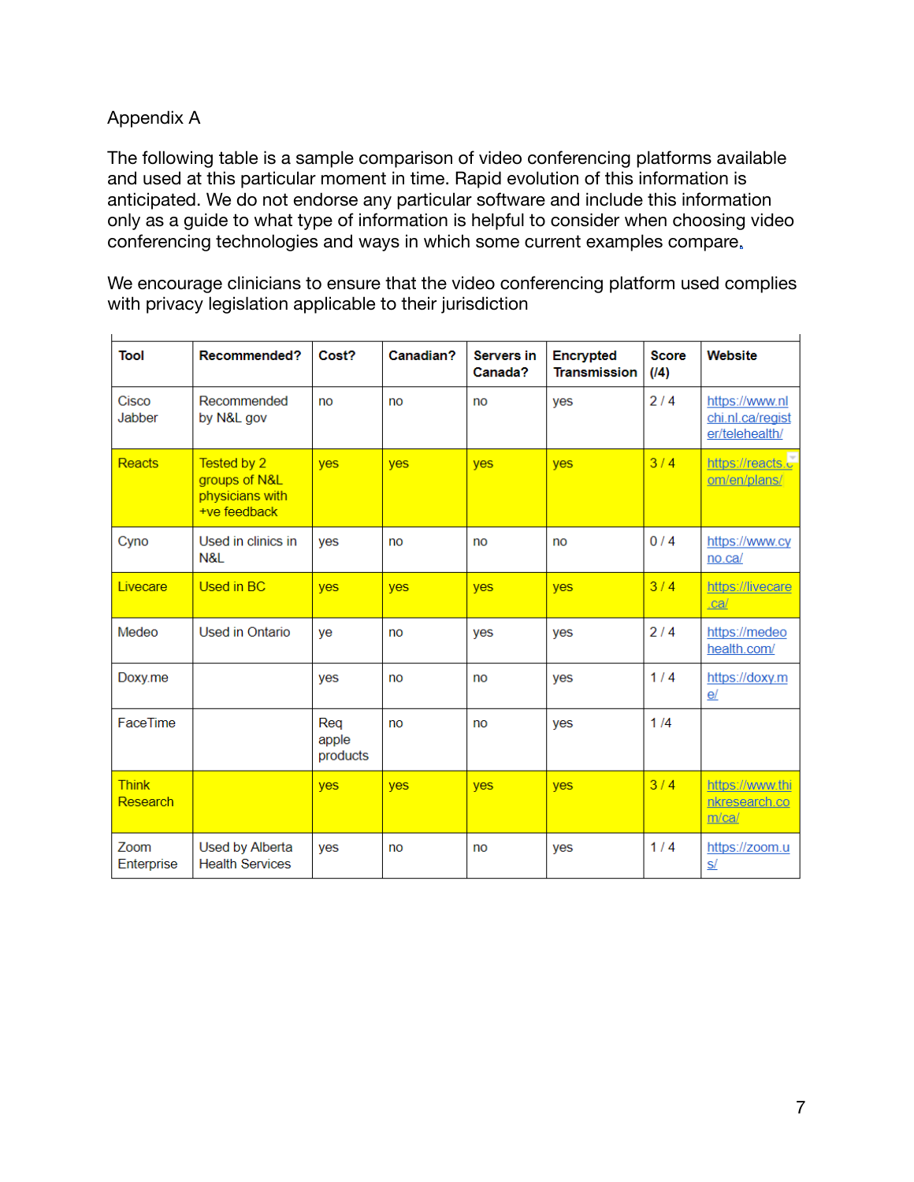Appendix A

The following table is a sample comparison of video conferencing platforms available and used at this particular moment in time. Rapid evolution of this information is anticipated. We do not endorse any particular software and include this information only as a guide to what type of information is helpful to consider when choosing video conferencing technologies and ways in which some current examples compare.

We encourage clinicians to ensure that the video conferencing platform used complies with privacy legislation applicable to their jurisdiction

| Tool | Recommended? | Cost? | Canadian? | Servers in Canada? | Encrypted Transmission | Score (/4) | Website |
|---|---|---|---|---|---|---|---|
| Cisco Jabber | Recommended by N&L gov | no | no | no | yes | 2 / 4 | https://www.nlchi.nl.ca/register/telehealth/ |
| Reacts | Tested by 2 groups of N&L physicians with +ve feedback | yes | yes | yes | yes | 3 / 4 | https://reacts.com/en/plans/ |
| Cyno | Used in clinics in N&L | yes | no | no | no | 0 / 4 | https://www.cyno.ca/ |
| Livecare | Used in BC | yes | yes | yes | yes | 3 / 4 | https://livecare.ca/ |
| Medeo | Used in Ontario | ye | no | yes | yes | 2 / 4 | https://medeohealth.com/ |
| Doxy.me | | yes | no | no | yes | 1 / 4 | https://doxy.me/ |
| FaceTime | | Req apple products | no | no | yes | 1 /4 | |
| Think Research | | yes | yes | yes | yes | 3 / 4 | https://www.thinkresearch.com/ca/ |
| Zoom Enterprise | Used by Alberta Health Services | yes | no | no | yes | 1 / 4 | https://zoom.us/ |